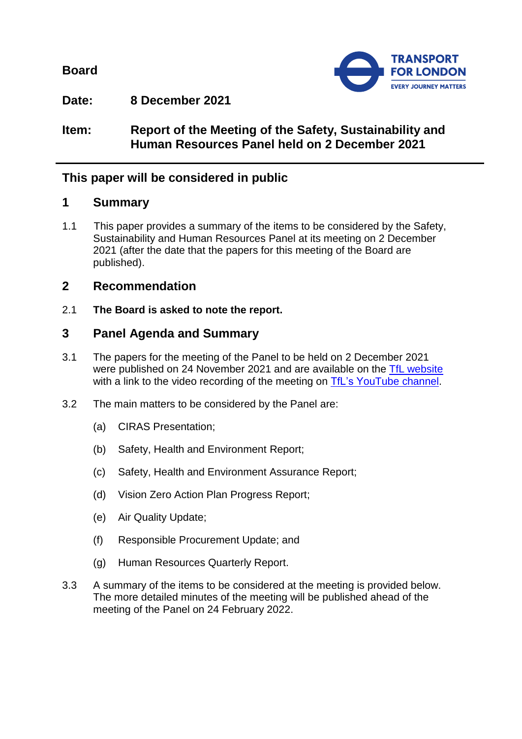**Board**

**Date:** **8 December 2021**

**Item:** **Report of the Meeting of the Safety, Sustainability and Human Resources Panel held on 2 December 2021**

## This paper will be considered in public

## 1 Summary

1.1 This paper provides a summary of the items to be considered by the Safety, Sustainability and Human Resources Panel at its meeting on 2 December 2021 (after the date that the papers for this meeting of the Board are published).

## 2 Recommendation

2.1 **The Board is asked to note the report.**

## 3 Panel Agenda and Summary

3.1 The papers for the meeting of the Panel to be held on 2 December 2021 were published on 24 November 2021 and are available on the TfL website with a link to the video recording of the meeting on TfL's YouTube channel.

3.2 The main matters to be considered by the Panel are:

(a) CIRAS Presentation;

(b) Safety, Health and Environment Report;

(c) Safety, Health and Environment Assurance Report;

(d) Vision Zero Action Plan Progress Report;

(e) Air Quality Update;

(f) Responsible Procurement Update; and

(g) Human Resources Quarterly Report.

3.3 A summary of the items to be considered at the meeting is provided below. The more detailed minutes of the meeting will be published ahead of the meeting of the Panel on 24 February 2022.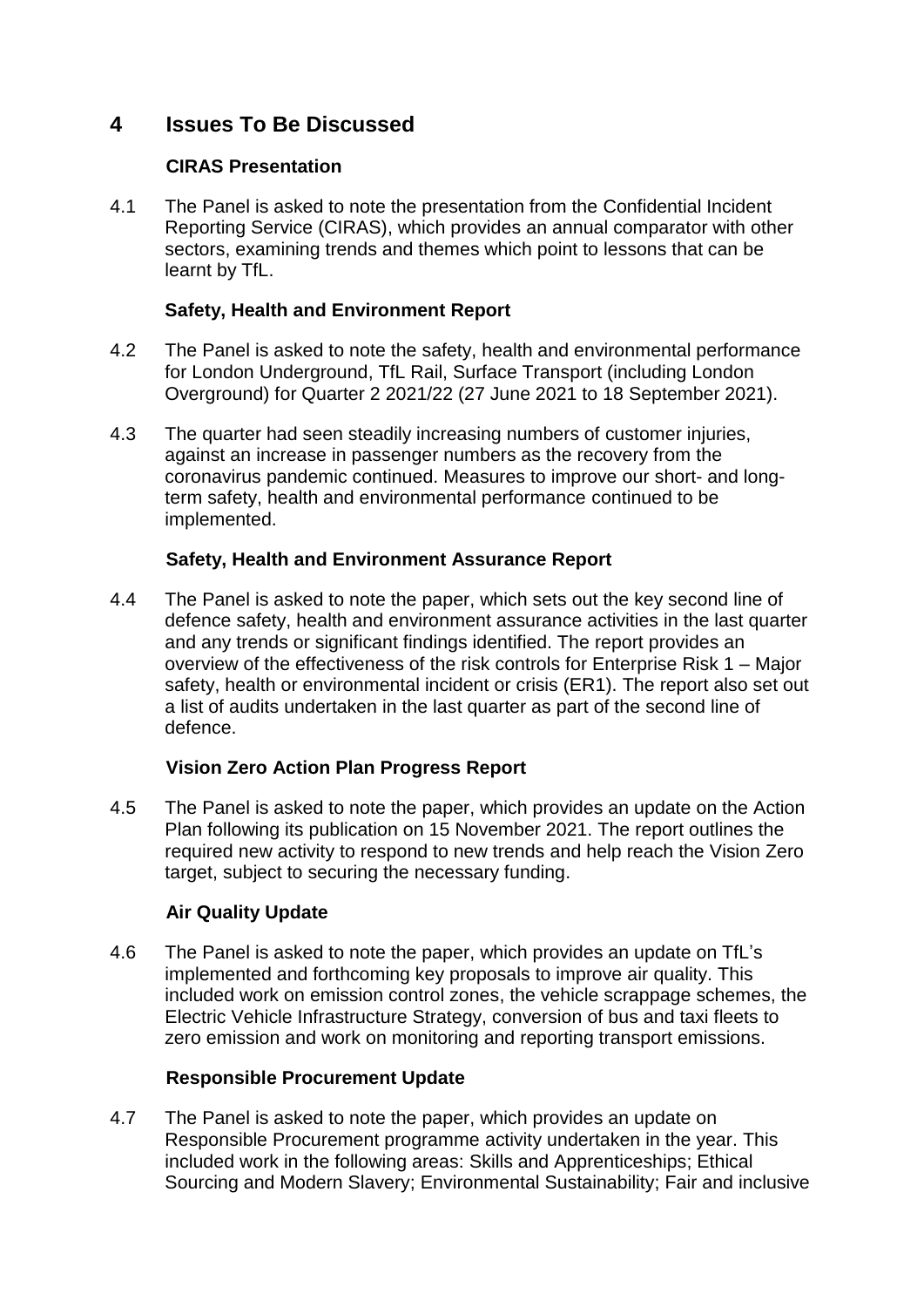## 4 Issues To Be Discussed

**CIRAS Presentation**

4.1 The Panel is asked to note the presentation from the Confidential Incident Reporting Service (CIRAS), which provides an annual comparator with other sectors, examining trends and themes which point to lessons that can be learnt by TfL.

**Safety, Health and Environment Report**

4.2 The Panel is asked to note the safety, health and environmental performance for London Underground, TfL Rail, Surface Transport (including London Overground) for Quarter 2 2021/22 (27 June 2021 to 18 September 2021).

4.3 The quarter had seen steadily increasing numbers of customer injuries, against an increase in passenger numbers as the recovery from the coronavirus pandemic continued. Measures to improve our short- and long-term safety, health and environmental performance continued to be implemented.

**Safety, Health and Environment Assurance Report**

4.4 The Panel is asked to note the paper, which sets out the key second line of defence safety, health and environment assurance activities in the last quarter and any trends or significant findings identified. The report provides an overview of the effectiveness of the risk controls for Enterprise Risk 1 – Major safety, health or environmental incident or crisis (ER1). The report also set out a list of audits undertaken in the last quarter as part of the second line of defence.

**Vision Zero Action Plan Progress Report**

4.5 The Panel is asked to note the paper, which provides an update on the Action Plan following its publication on 15 November 2021. The report outlines the required new activity to respond to new trends and help reach the Vision Zero target, subject to securing the necessary funding.

**Air Quality Update**

4.6 The Panel is asked to note the paper, which provides an update on TfL's implemented and forthcoming key proposals to improve air quality. This included work on emission control zones, the vehicle scrappage schemes, the Electric Vehicle Infrastructure Strategy, conversion of bus and taxi fleets to zero emission and work on monitoring and reporting transport emissions.

**Responsible Procurement Update**

4.7 The Panel is asked to note the paper, which provides an update on Responsible Procurement programme activity undertaken in the year. This included work in the following areas: Skills and Apprenticeships; Ethical Sourcing and Modern Slavery; Environmental Sustainability; Fair and inclusive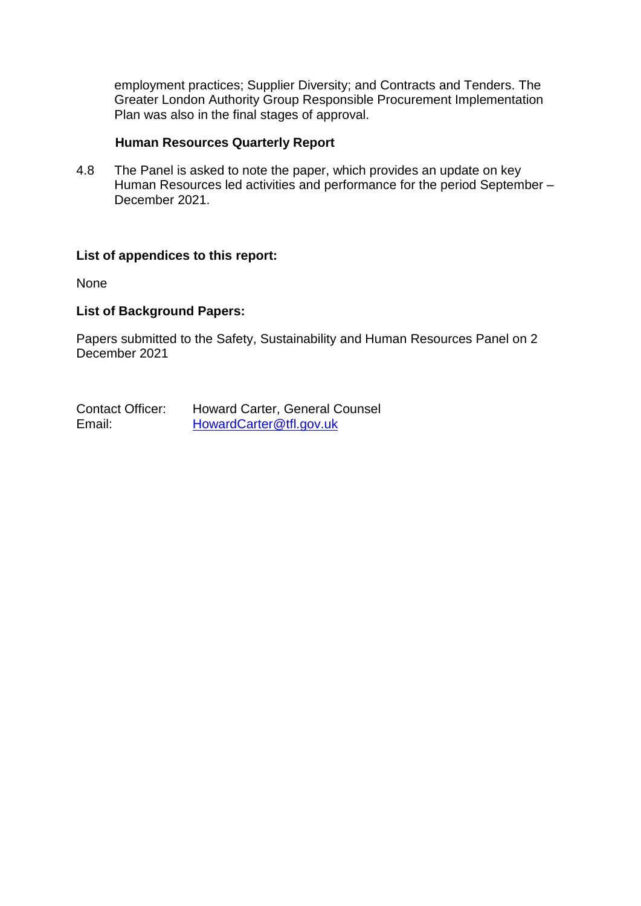employment practices; Supplier Diversity; and Contracts and Tenders. The Greater London Authority Group Responsible Procurement Implementation Plan was also in the final stages of approval.

**Human Resources Quarterly Report**

4.8 The Panel is asked to note the paper, which provides an update on key Human Resources led activities and performance for the period September – December 2021.

**List of appendices to this report:**

None

**List of Background Papers:**

Papers submitted to the Safety, Sustainability and Human Resources Panel on 2 December 2021

Contact Officer: Howard Carter, General Counsel
Email: HowardCarter@tfl.gov.uk